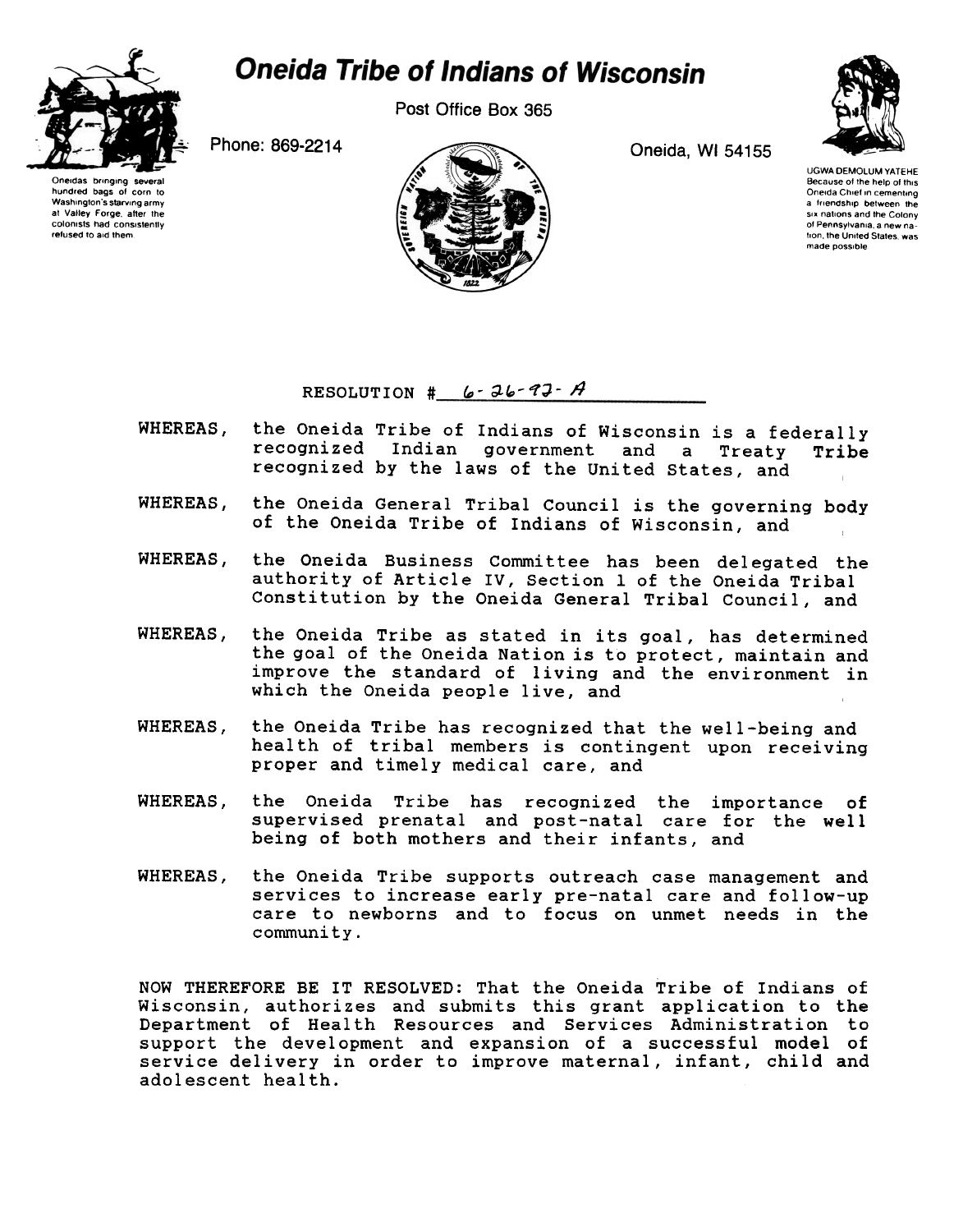# Oneida Tribe of Indians of Wisconsin

Post Office Box 365

Phone: 869-2214

Oneida, WI 54155

Oneidas bringing several hundred bags of corn to Washington's starving army at Valley Forge, after the colonists had consistently refused to aid them

UGWA DEMOLUM YATEHE
Because of the help of this Oneida Chief in cementing a friendship between the six nations and the Colony of Pennsylvania, a new nation, the United States, was made possible

RESOLUTION # 6-26-92-A

WHEREAS, the Oneida Tribe of Indians of Wisconsin is a federally recognized Indian government and a Treaty Tribe recognized by the laws of the United States, and

WHEREAS, the Oneida General Tribal Council is the governing body of the Oneida Tribe of Indians of Wisconsin, and

WHEREAS, the Oneida Business Committee has been delegated the authority of Article IV, Section 1 of the Oneida Tribal Constitution by the Oneida General Tribal Council, and

WHEREAS, the Oneida Tribe as stated in its goal, has determined the goal of the Oneida Nation is to protect, maintain and improve the standard of living and the environment in which the Oneida people live, and

WHEREAS, the Oneida Tribe has recognized that the well-being and health of tribal members is contingent upon receiving proper and timely medical care, and

WHEREAS, the Oneida Tribe has recognized the importance of supervised prenatal and post-natal care for the well being of both mothers and their infants, and

WHEREAS, the Oneida Tribe supports outreach case management and services to increase early pre-natal care and follow-up care to newborns and to focus on unmet needs in the community.

NOW THEREFORE BE IT RESOLVED: That the Oneida Tribe of Indians of Wisconsin, authorizes and submits this grant application to the Department of Health Resources and Services Administration to support the development and expansion of a successful model of service delivery in order to improve maternal, infant, child and adolescent health.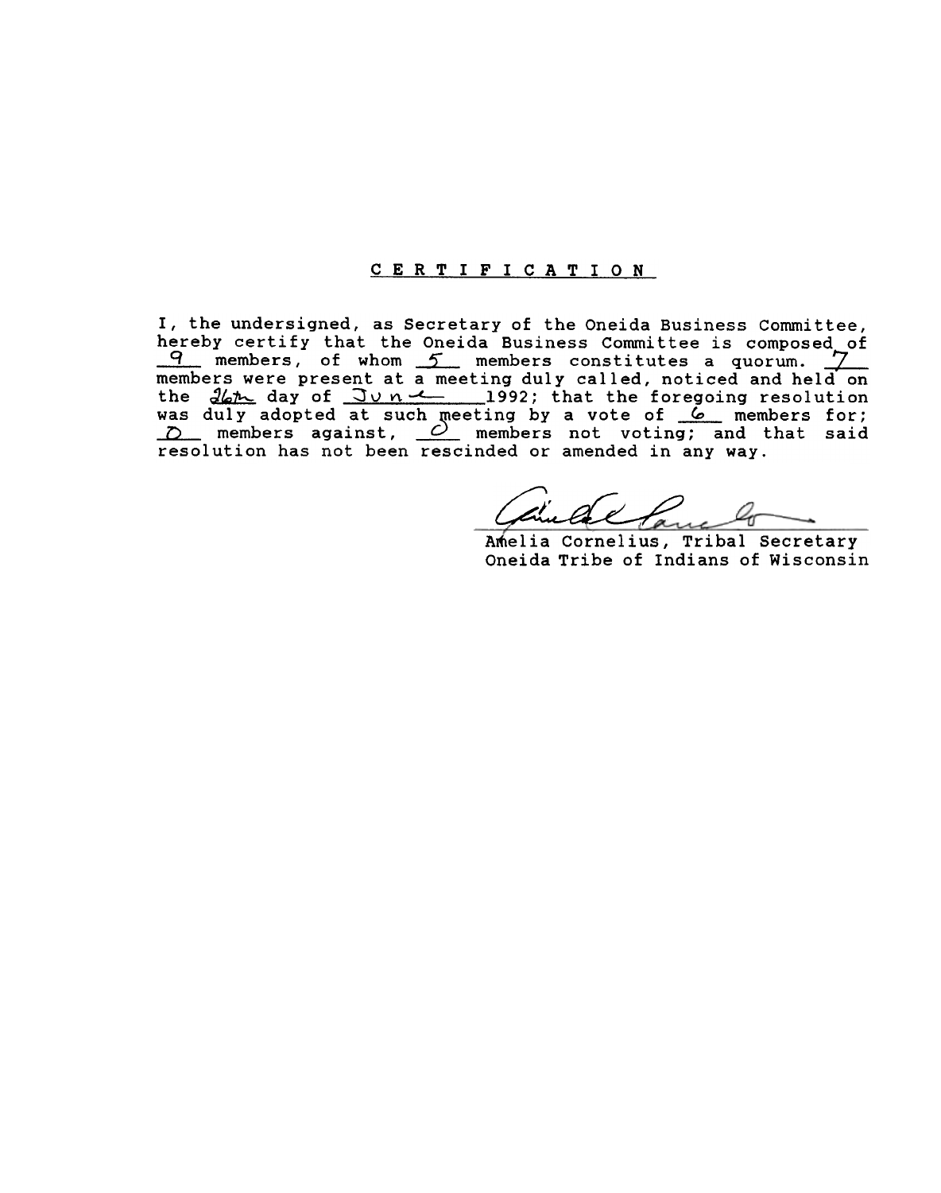## CERTIFICATION

I, the undersigned, as Secretary of the Oneida Business Committee, hereby certify that the Oneida Business Committee is composed of 9 members, of whom 5 members constitutes a quorum. 7 members were present at a meeting duly called, noticed and held on the 26th day of June 1992; that the foregoing resolution was duly adopted at such meeting by a vote of 6 members for; 0 members against, 0 members not voting; and that said resolution has not been rescinded or amended in any way.

Amelia Cornelius, Tribal Secretary
Oneida Tribe of Indians of Wisconsin